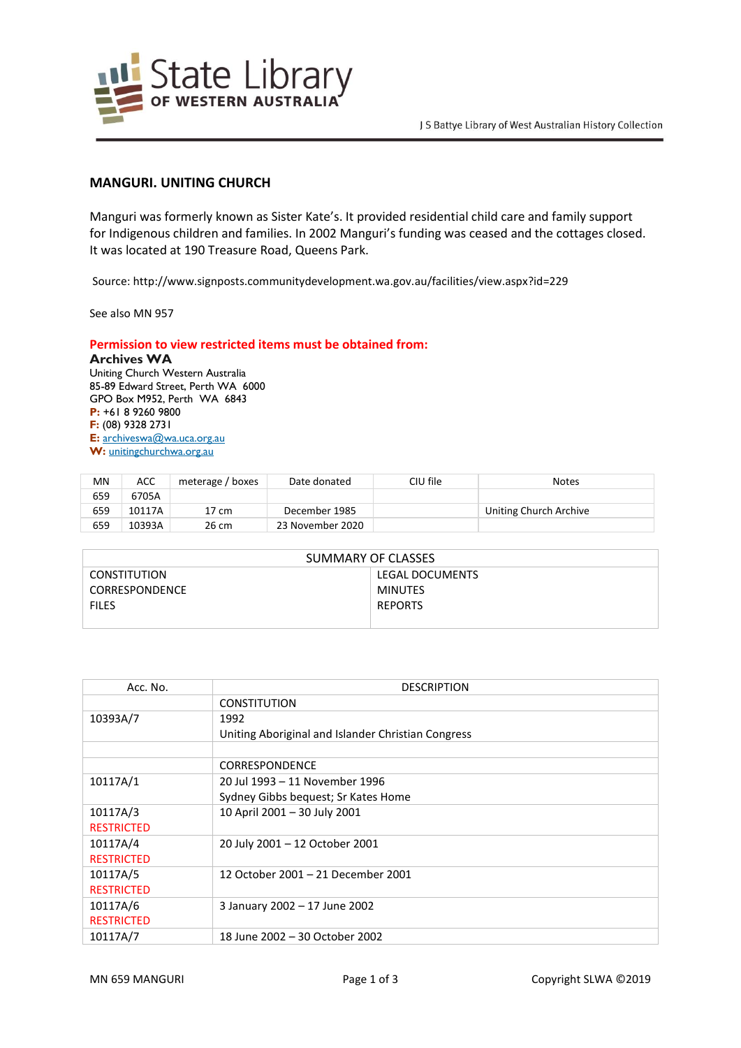State Library OF WESTERN AUSTRALIA

J S Battye Library of West Australian History Collection

## MANGURI. UNITING CHURCH

Manguri was formerly known as Sister Kate's. It provided residential child care and family support for Indigenous children and families. In 2002 Manguri's funding was ceased and the cottages closed. It was located at 190 Treasure Road, Queens Park.

Source: http://www.signposts.communitydevelopment.wa.gov.au/facilities/view.aspx?id=229

See also MN 957

**Permission to view restricted items must be obtained from:**

**Archives WA**
Uniting Church Western Australia
85-89 Edward Street, Perth WA 6000
GPO Box M952, Perth WA 6843
**P:** +61 8 9260 9800
**F:** (08) 9328 2731
**E:** archiveswa@wa.uca.org.au
**W:** unitingchurchwa.org.au

| MN | ACC | meterage / boxes | Date donated | CIU file | Notes |
|---|---|---|---|---|---|
| 659 | 6705A | | | | |
| 659 | 10117A | 17 cm | December 1985 | | Uniting Church Archive |
| 659 | 10393A | 26 cm | 23 November 2020 | | |

| SUMMARY OF CLASSES | |
|---|---|
| CONSTITUTION | LEGAL DOCUMENTS |
| CORRESPONDENCE | MINUTES |
| FILES | REPORTS |

| Acc. No. | DESCRIPTION |
|---|---|
| | CONSTITUTION |
| 10393A/7 | 1992<br>Uniting Aboriginal and Islander Christian Congress |
| | |
| | CORRESPONDENCE |
| 10117A/1 | 20 Jul 1993 – 11 November 1996<br>Sydney Gibbs bequest; Sr Kates Home |
| 10117A/3<br>RESTRICTED | 10 April 2001 – 30 July 2001 |
| 10117A/4<br>RESTRICTED | 20 July 2001 – 12 October 2001 |
| 10117A/5<br>RESTRICTED | 12 October 2001 – 21 December 2001 |
| 10117A/6<br>RESTRICTED | 3 January 2002 – 17 June 2002 |
| 10117A/7 | 18 June 2002 – 30 October 2002 |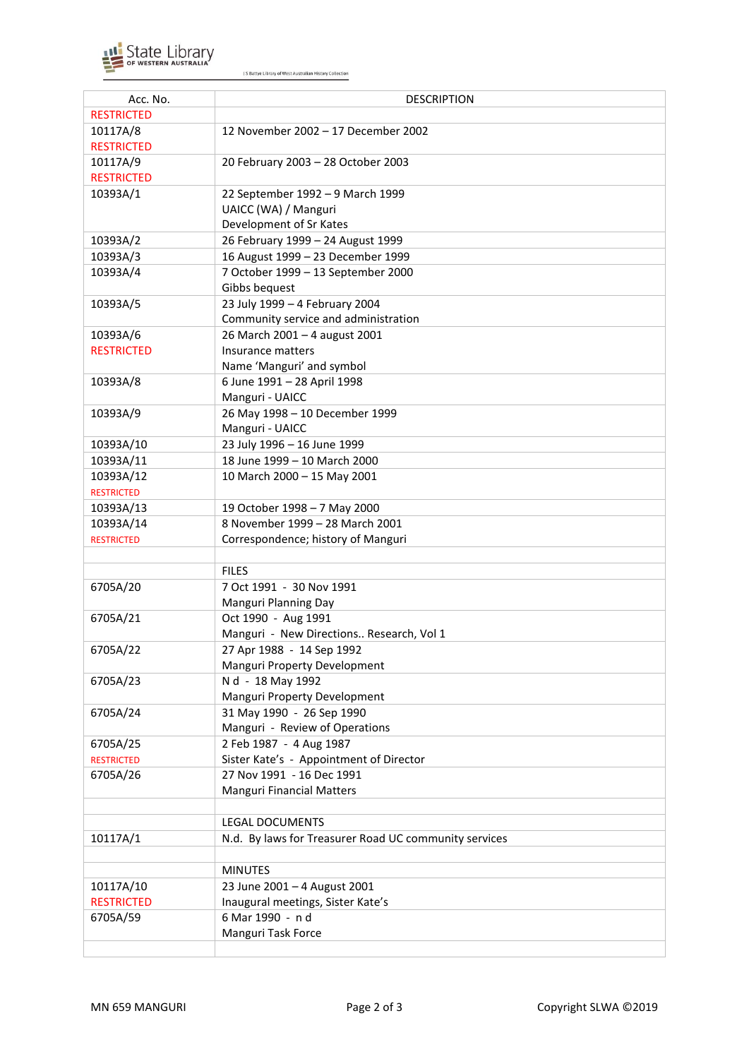| Acc. No. | DESCRIPTION |
|---|---|
| RESTRICTED | |
| 10117A/8<br>RESTRICTED | 12 November 2002 – 17 December 2002 |
| 10117A/9<br>RESTRICTED | 20 February 2003 – 28 October 2003 |
| 10393A/1 | 22 September 1992 – 9 March 1999<br>UAICC (WA) / Manguri<br>Development of Sr Kates |
| 10393A/2 | 26 February 1999 – 24 August 1999 |
| 10393A/3 | 16 August 1999 – 23 December 1999 |
| 10393A/4 | 7 October 1999 – 13 September 2000<br>Gibbs bequest |
| 10393A/5 | 23 July 1999 – 4 February 2004<br>Community service and administration |
| 10393A/6<br>RESTRICTED | 26 March 2001 – 4 august 2001<br>Insurance matters<br>Name 'Manguri' and symbol |
| 10393A/8 | 6 June 1991 – 28 April 1998<br>Manguri - UAICC |
| 10393A/9 | 26 May 1998 – 10 December 1999<br>Manguri - UAICC |
| 10393A/10 | 23 July 1996 – 16 June 1999 |
| 10393A/11 | 18 June 1999 – 10 March 2000 |
| 10393A/12<br>RESTRICTED | 10 March 2000 – 15 May 2001 |
| 10393A/13 | 19 October 1998 – 7 May 2000 |
| 10393A/14<br>RESTRICTED | 8 November 1999 – 28 March 2001<br>Correspondence; history of Manguri |
| | |
| | FILES |
| 6705A/20 | 7 Oct 1991 - 30 Nov 1991<br>Manguri Planning Day |
| 6705A/21 | Oct 1990 - Aug 1991<br>Manguri - New Directions.. Research, Vol 1 |
| 6705A/22 | 27 Apr 1988 - 14 Sep 1992<br>Manguri Property Development |
| 6705A/23 | N d - 18 May 1992<br>Manguri Property Development |
| 6705A/24 | 31 May 1990 - 26 Sep 1990<br>Manguri - Review of Operations |
| 6705A/25<br>RESTRICTED | 2 Feb 1987 - 4 Aug 1987<br>Sister Kate's - Appointment of Director |
| 6705A/26 | 27 Nov 1991 - 16 Dec 1991<br>Manguri Financial Matters |
| | |
| | LEGAL DOCUMENTS |
| 10117A/1 | N.d. By laws for Treasurer Road UC community services |
| | |
| | MINUTES |
| 10117A/10<br>RESTRICTED | 23 June 2001 – 4 August 2001<br>Inaugural meetings, Sister Kate's |
| 6705A/59 | 6 Mar 1990 - n d<br>Manguri Task Force |
| | |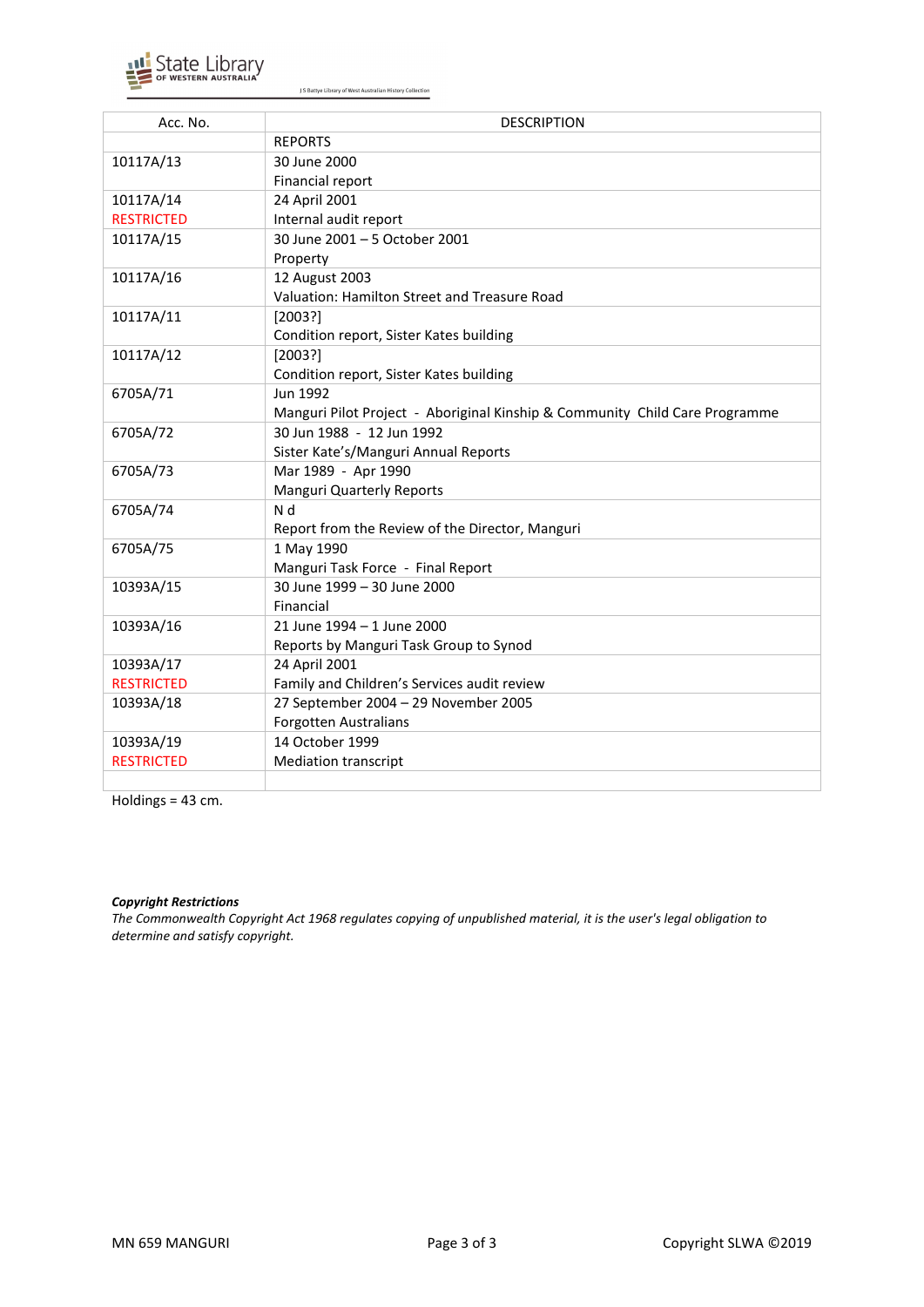| Acc. No. | DESCRIPTION |
|---|---|
| | REPORTS |
| 10117A/13 | 30 June 2000<br>Financial report |
| 10117A/14<br>RESTRICTED | 24 April 2001<br>Internal audit report |
| 10117A/15 | 30 June 2001 – 5 October 2001<br>Property |
| 10117A/16 | 12 August 2003<br>Valuation: Hamilton Street and Treasure Road |
| 10117A/11 | [2003?]<br>Condition report, Sister Kates building |
| 10117A/12 | [2003?]<br>Condition report, Sister Kates building |
| 6705A/71 | Jun 1992<br>Manguri Pilot Project - Aboriginal Kinship & Community Child Care Programme |
| 6705A/72 | 30 Jun 1988 - 12 Jun 1992<br>Sister Kate's/Manguri Annual Reports |
| 6705A/73 | Mar 1989 - Apr 1990<br>Manguri Quarterly Reports |
| 6705A/74 | N d<br>Report from the Review of the Director, Manguri |
| 6705A/75 | 1 May 1990<br>Manguri Task Force - Final Report |
| 10393A/15 | 30 June 1999 – 30 June 2000<br>Financial |
| 10393A/16 | 21 June 1994 – 1 June 2000<br>Reports by Manguri Task Group to Synod |
| 10393A/17<br>RESTRICTED | 24 April 2001<br>Family and Children's Services audit review |
| 10393A/18 | 27 September 2004 – 29 November 2005<br>Forgotten Australians |
| 10393A/19<br>RESTRICTED | 14 October 1999<br>Mediation transcript |
| | |

Holdings = 43 cm.

***Copyright Restrictions***

*The Commonwealth Copyright Act 1968 regulates copying of unpublished material, it is the user's legal obligation to determine and satisfy copyright.*